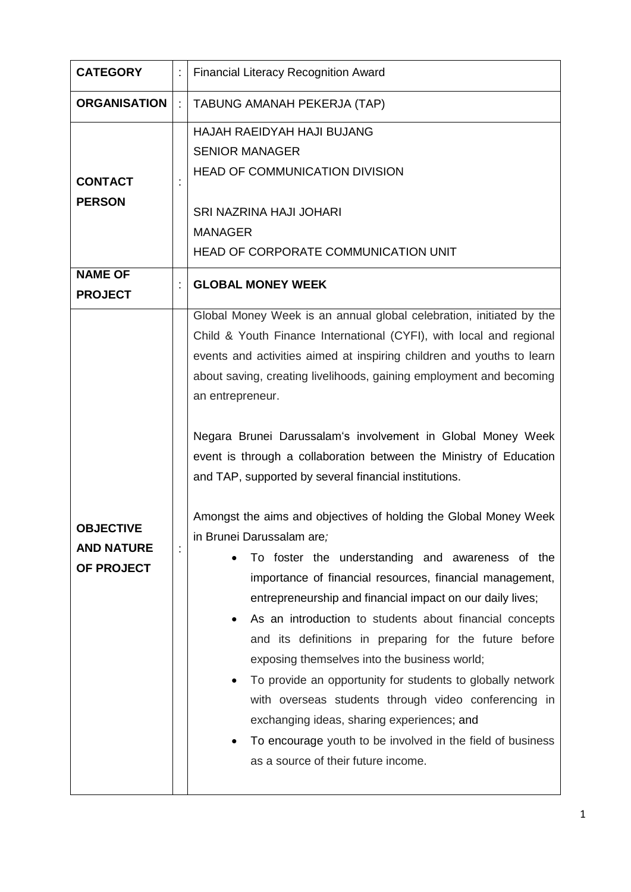| | | |
|---|---|---|
| **CATEGORY** | : | Financial Literacy Recognition Award |
| **ORGANISATION** | : | TABUNG AMANAH PEKERJA (TAP) |
| **CONTACT PERSON** | : | HAJAH RAEIDYAH HAJI BUJANG<br>SENIOR MANAGER<br>HEAD OF COMMUNICATION DIVISION<br><br>SRI NAZRINA HAJI JOHARI<br>MANAGER<br>HEAD OF CORPORATE COMMUNICATION UNIT |
| **NAME OF PROJECT** | : | **GLOBAL MONEY WEEK** |
| **OBJECTIVE AND NATURE OF PROJECT** | : | Global Money Week is an annual global celebration, initiated by the Child & Youth Finance International (CYFI), with local and regional events and activities aimed at inspiring children and youths to learn about saving, creating livelihoods, gaining employment and becoming an entrepreneur.<br><br>Negara Brunei Darussalam's involvement in Global Money Week event is through a collaboration between the Ministry of Education and TAP, supported by several financial institutions.<br><br>Amongst the aims and objectives of holding the Global Money Week in Brunei Darussalam are*;*<br>• To foster the understanding and awareness of the importance of financial resources, financial management, entrepreneurship and financial impact on our daily lives;<br>• As an introduction to students about financial concepts and its definitions in preparing for the future before exposing themselves into the business world;<br>• To provide an opportunity for students to globally network with overseas students through video conferencing in exchanging ideas, sharing experiences; and<br>• To encourage youth to be involved in the field of business as a source of their future income. |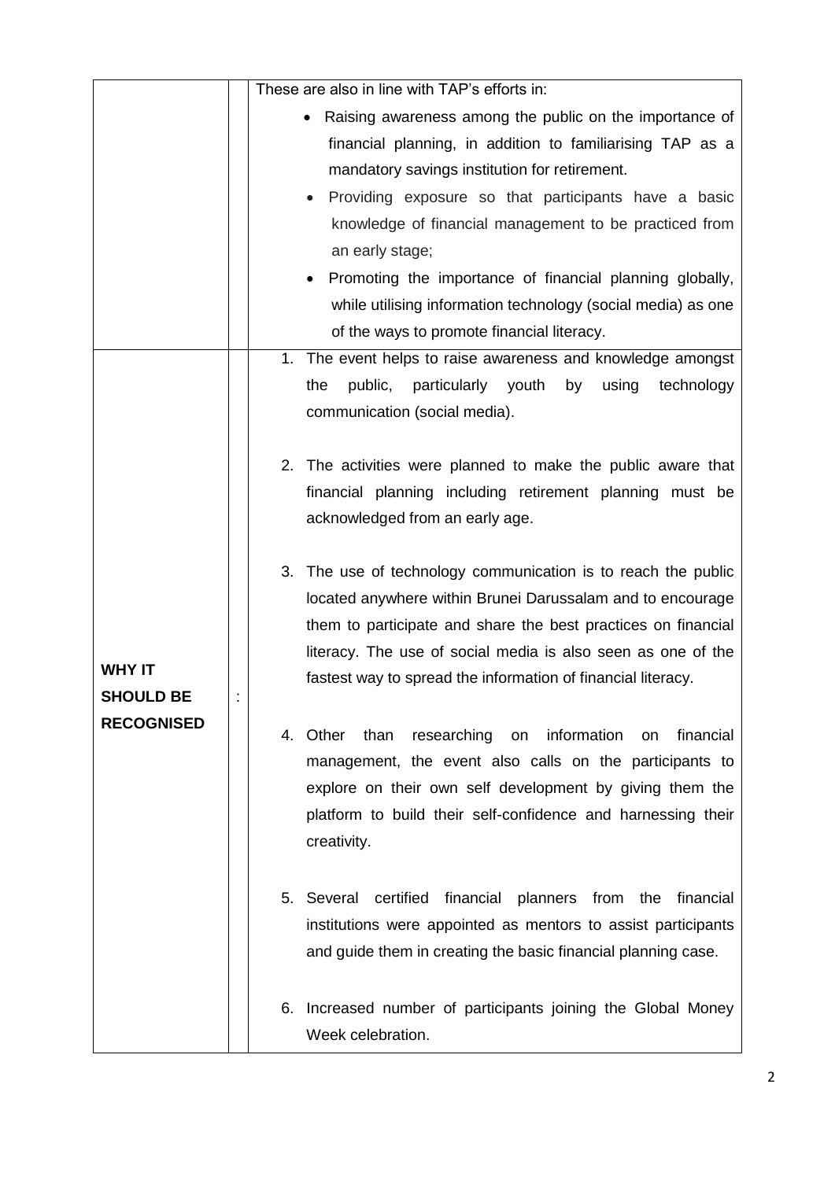| | | |
|---|---|---|
| | | These are also in line with TAP's efforts in:<br>• Raising awareness among the public on the importance of financial planning, in addition to familiarising TAP as a mandatory savings institution for retirement.<br>• Providing exposure so that participants have a basic knowledge of financial management to be practiced from an early stage;<br>• Promoting the importance of financial planning globally, while utilising information technology (social media) as one of the ways to promote financial literacy. |
| **WHY IT SHOULD BE RECOGNISED** | : | 1. The event helps to raise awareness and knowledge amongst the public, particularly youth by using technology communication (social media).<br><br>2. The activities were planned to make the public aware that financial planning including retirement planning must be acknowledged from an early age.<br><br>3. The use of technology communication is to reach the public located anywhere within Brunei Darussalam and to encourage them to participate and share the best practices on financial literacy. The use of social media is also seen as one of the fastest way to spread the information of financial literacy.<br><br>4. Other than researching on information on financial management, the event also calls on the participants to explore on their own self development by giving them the platform to build their self-confidence and harnessing their creativity.<br><br>5. Several certified financial planners from the financial institutions were appointed as mentors to assist participants and guide them in creating the basic financial planning case.<br><br>6. Increased number of participants joining the Global Money Week celebration. |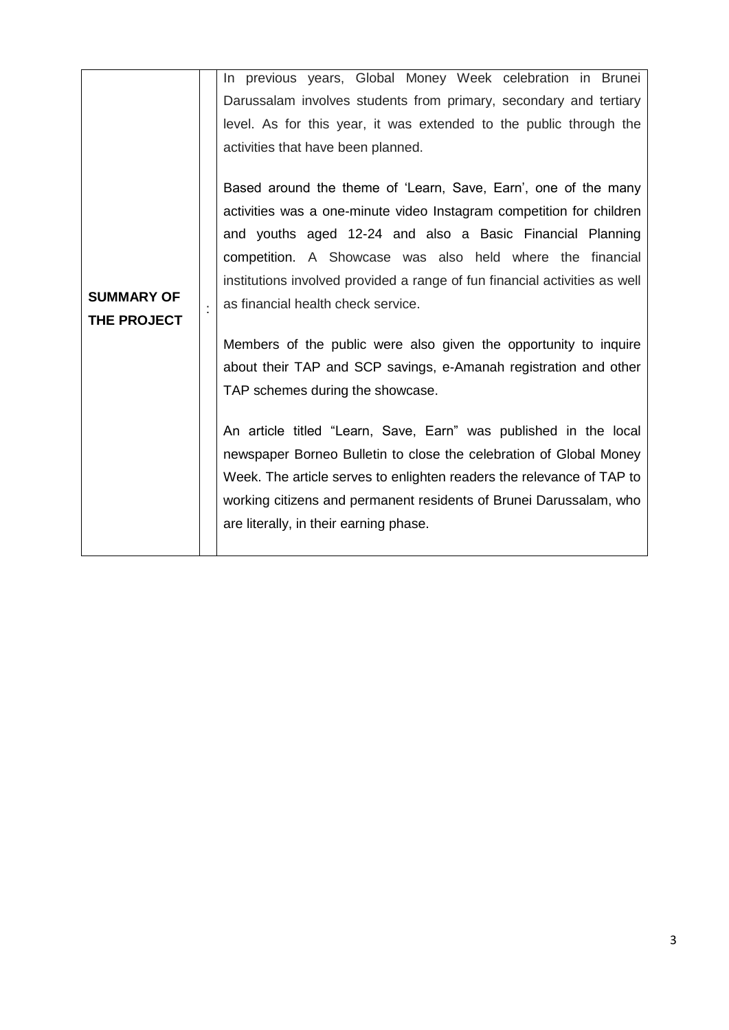| | | |
|---|---|---|
| **SUMMARY OF THE PROJECT** | : | In previous years, Global Money Week celebration in Brunei Darussalam involves students from primary, secondary and tertiary level. As for this year, it was extended to the public through the activities that have been planned.<br><br>Based around the theme of 'Learn, Save, Earn', one of the many activities was a one-minute video Instagram competition for children and youths aged 12-24 and also a Basic Financial Planning competition. A Showcase was also held where the financial institutions involved provided a range of fun financial activities as well as financial health check service.<br><br>Members of the public were also given the opportunity to inquire about their TAP and SCP savings, e-Amanah registration and other TAP schemes during the showcase.<br><br>An article titled "Learn, Save, Earn" was published in the local newspaper Borneo Bulletin to close the celebration of Global Money Week. The article serves to enlighten readers the relevance of TAP to working citizens and permanent residents of Brunei Darussalam, who are literally, in their earning phase. |